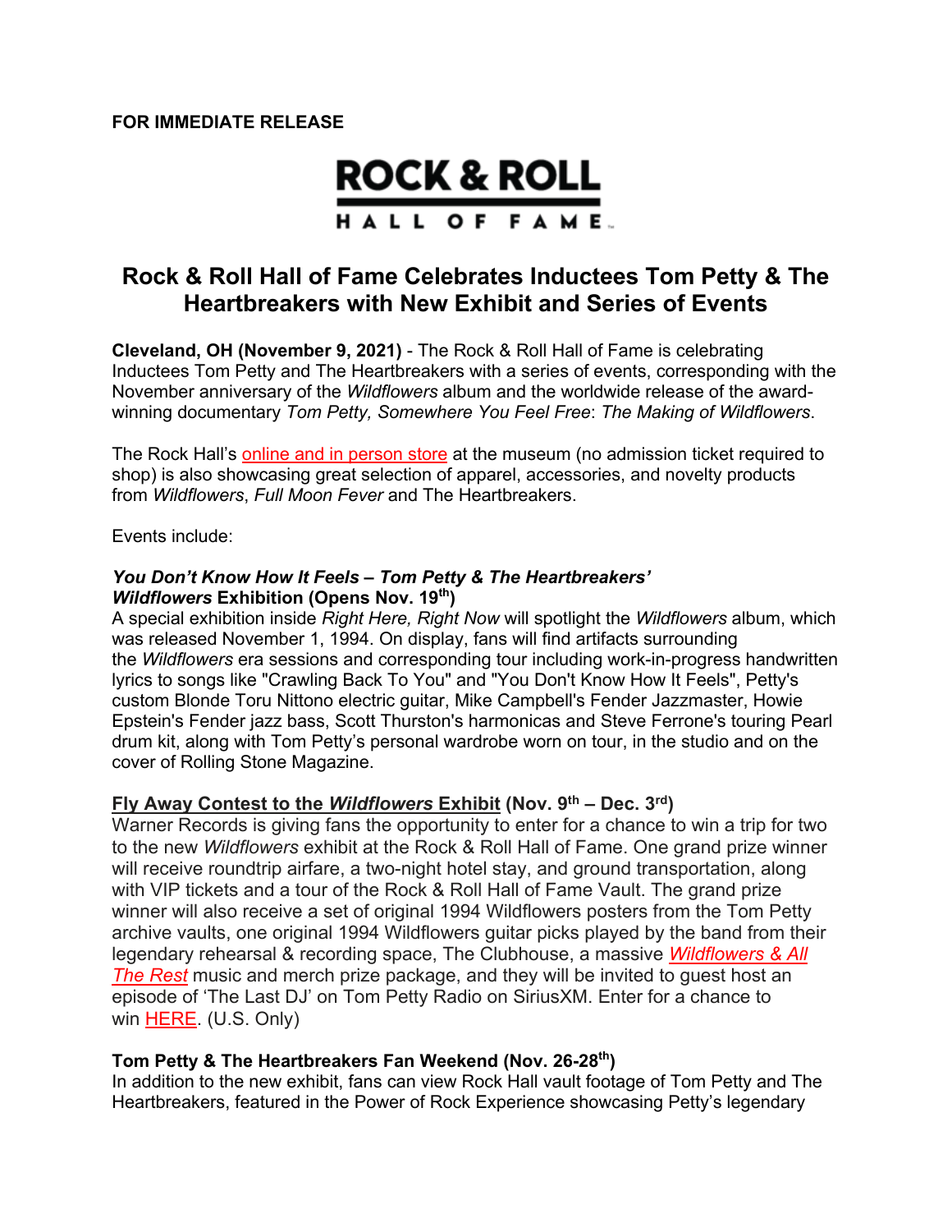**FOR IMMEDIATE RELEASE**

ROCK & ROLL HALL OF FAME

# Rock & Roll Hall of Fame Celebrates Inductees Tom Petty & The Heartbreakers with New Exhibit and Series of Events

**Cleveland, OH (November 9, 2021)** - The Rock & Roll Hall of Fame is celebrating Inductees Tom Petty and The Heartbreakers with a series of events, corresponding with the November anniversary of the *Wildflowers* album and the worldwide release of the award-winning documentary *Tom Petty, Somewhere You Feel Free*: *The Making of Wildflowers*.

The Rock Hall's online and in person store at the museum (no admission ticket required to shop) is also showcasing great selection of apparel, accessories, and novelty products from *Wildflowers*, *Full Moon Fever* and The Heartbreakers.

Events include:

***You Don't Know How It Feels – Tom Petty & The Heartbreakers' Wildflowers* Exhibition (Opens Nov. 19th)**

A special exhibition inside *Right Here, Right Now* will spotlight the *Wildflowers* album, which was released November 1, 1994. On display, fans will find artifacts surrounding the *Wildflowers* era sessions and corresponding tour including work-in-progress handwritten lyrics to songs like "Crawling Back To You" and "You Don't Know How It Feels", Petty's custom Blonde Toru Nittono electric guitar, Mike Campbell's Fender Jazzmaster, Howie Epstein's Fender jazz bass, Scott Thurston's harmonicas and Steve Ferrone's touring Pearl drum kit, along with Tom Petty's personal wardrobe worn on tour, in the studio and on the cover of Rolling Stone Magazine.

**Fly Away Contest to the *Wildflowers* Exhibit (Nov. 9th – Dec. 3rd)**

Warner Records is giving fans the opportunity to enter for a chance to win a trip for two to the new *Wildflowers* exhibit at the Rock & Roll Hall of Fame. One grand prize winner will receive roundtrip airfare, a two-night hotel stay, and ground transportation, along with VIP tickets and a tour of the Rock & Roll Hall of Fame Vault. The grand prize winner will also receive a set of original 1994 Wildflowers posters from the Tom Petty archive vaults, one original 1994 Wildflowers guitar picks played by the band from their legendary rehearsal & recording space, The Clubhouse, a massive *Wildflowers & All The Rest* music and merch prize package, and they will be invited to guest host an episode of 'The Last DJ' on Tom Petty Radio on SiriusXM. Enter for a chance to win HERE. (U.S. Only)

**Tom Petty & The Heartbreakers Fan Weekend (Nov. 26-28th)**

In addition to the new exhibit, fans can view Rock Hall vault footage of Tom Petty and The Heartbreakers, featured in the Power of Rock Experience showcasing Petty's legendary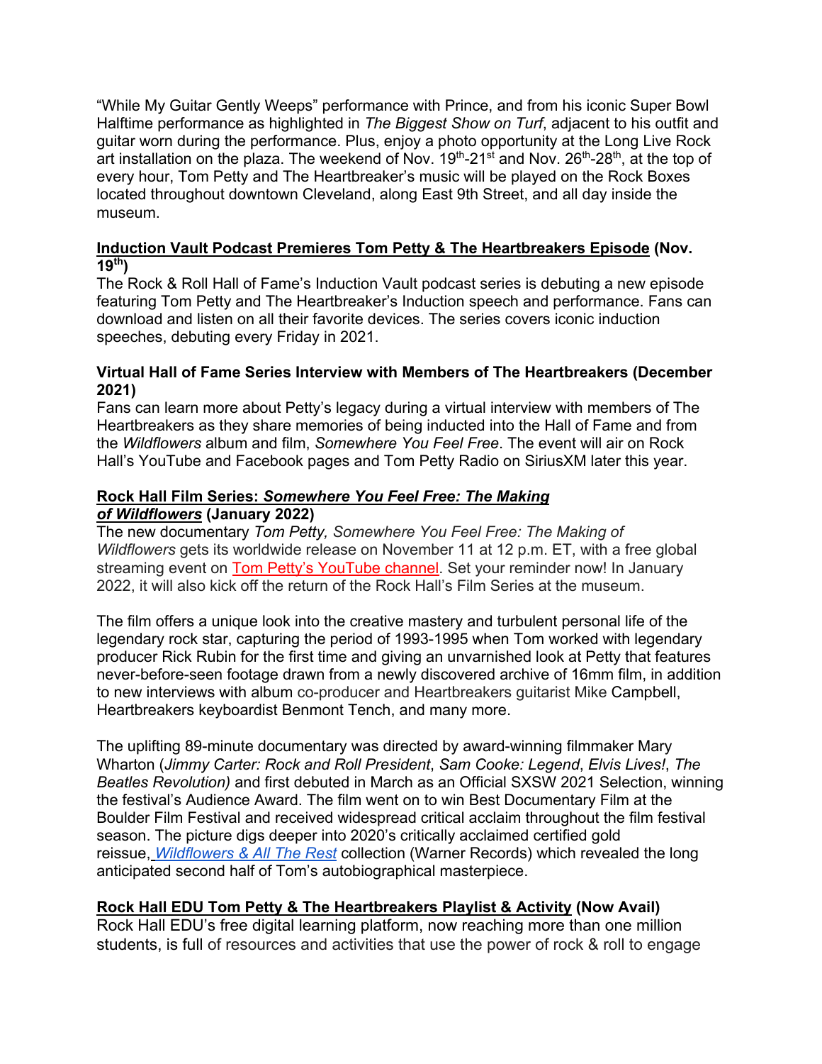"While My Guitar Gently Weeps" performance with Prince, and from his iconic Super Bowl Halftime performance as highlighted in *The Biggest Show on Turf*, adjacent to his outfit and guitar worn during the performance. Plus, enjoy a photo opportunity at the Long Live Rock art installation on the plaza. The weekend of Nov. 19th-21st and Nov. 26th-28th, at the top of every hour, Tom Petty and The Heartbreaker's music will be played on the Rock Boxes located throughout downtown Cleveland, along East 9th Street, and all day inside the museum.

**Induction Vault Podcast Premieres Tom Petty & The Heartbreakers Episode (Nov. 19th)**
The Rock & Roll Hall of Fame's Induction Vault podcast series is debuting a new episode featuring Tom Petty and The Heartbreaker's Induction speech and performance. Fans can download and listen on all their favorite devices. The series covers iconic induction speeches, debuting every Friday in 2021.

**Virtual Hall of Fame Series Interview with Members of The Heartbreakers (December 2021)**
Fans can learn more about Petty's legacy during a virtual interview with members of The Heartbreakers as they share memories of being inducted into the Hall of Fame and from the *Wildflowers* album and film, *Somewhere You Feel Free*. The event will air on Rock Hall's YouTube and Facebook pages and Tom Petty Radio on SiriusXM later this year.

**Rock Hall Film Series: *Somewhere You Feel Free: The Making of Wildflowers* (January 2022)**
The new documentary *Tom Petty, Somewhere You Feel Free: The Making of Wildflowers* gets its worldwide release on November 11 at 12 p.m. ET, with a free global streaming event on Tom Petty's YouTube channel. Set your reminder now! In January 2022, it will also kick off the return of the Rock Hall's Film Series at the museum.

The film offers a unique look into the creative mastery and turbulent personal life of the legendary rock star, capturing the period of 1993-1995 when Tom worked with legendary producer Rick Rubin for the first time and giving an unvarnished look at Petty that features never-before-seen footage drawn from a newly discovered archive of 16mm film, in addition to new interviews with album co-producer and Heartbreakers guitarist Mike Campbell, Heartbreakers keyboardist Benmont Tench, and many more.

The uplifting 89-minute documentary was directed by award-winning filmmaker Mary Wharton (*Jimmy Carter: Rock and Roll President*, *Sam Cooke: Legend*, *Elvis Lives!*, *The Beatles Revolution)* and first debuted in March as an Official SXSW 2021 Selection, winning the festival's Audience Award. The film went on to win Best Documentary Film at the Boulder Film Festival and received widespread critical acclaim throughout the film festival season. The picture digs deeper into 2020's critically acclaimed certified gold reissue, *Wildflowers & All The Rest* collection (Warner Records) which revealed the long anticipated second half of Tom's autobiographical masterpiece.

**Rock Hall EDU Tom Petty & The Heartbreakers Playlist & Activity (Now Avail)**
Rock Hall EDU's free digital learning platform, now reaching more than one million students, is full of resources and activities that use the power of rock & roll to engage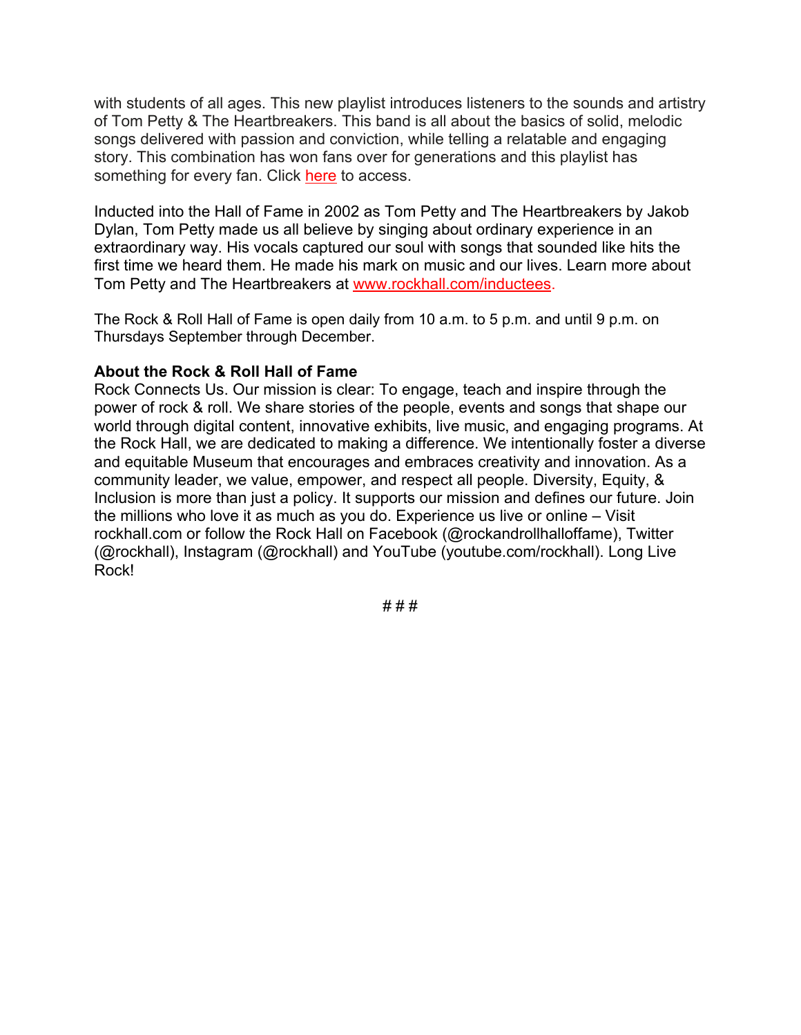with students of all ages. This new playlist introduces listeners to the sounds and artistry of Tom Petty & The Heartbreakers. This band is all about the basics of solid, melodic songs delivered with passion and conviction, while telling a relatable and engaging story. This combination has won fans over for generations and this playlist has something for every fan. Click here to access.

Inducted into the Hall of Fame in 2002 as Tom Petty and The Heartbreakers by Jakob Dylan, Tom Petty made us all believe by singing about ordinary experience in an extraordinary way. His vocals captured our soul with songs that sounded like hits the first time we heard them. He made his mark on music and our lives. Learn more about Tom Petty and The Heartbreakers at www.rockhall.com/inductees.

The Rock & Roll Hall of Fame is open daily from 10 a.m. to 5 p.m. and until 9 p.m. on Thursdays September through December.

**About the Rock & Roll Hall of Fame**
Rock Connects Us. Our mission is clear: To engage, teach and inspire through the power of rock & roll. We share stories of the people, events and songs that shape our world through digital content, innovative exhibits, live music, and engaging programs. At the Rock Hall, we are dedicated to making a difference. We intentionally foster a diverse and equitable Museum that encourages and embraces creativity and innovation. As a community leader, we value, empower, and respect all people. Diversity, Equity, & Inclusion is more than just a policy. It supports our mission and defines our future. Join the millions who love it as much as you do. Experience us live or online – Visit rockhall.com or follow the Rock Hall on Facebook (@rockandrollhalloffame), Twitter (@rockhall), Instagram (@rockhall) and YouTube (youtube.com/rockhall). Long Live Rock!

# # #